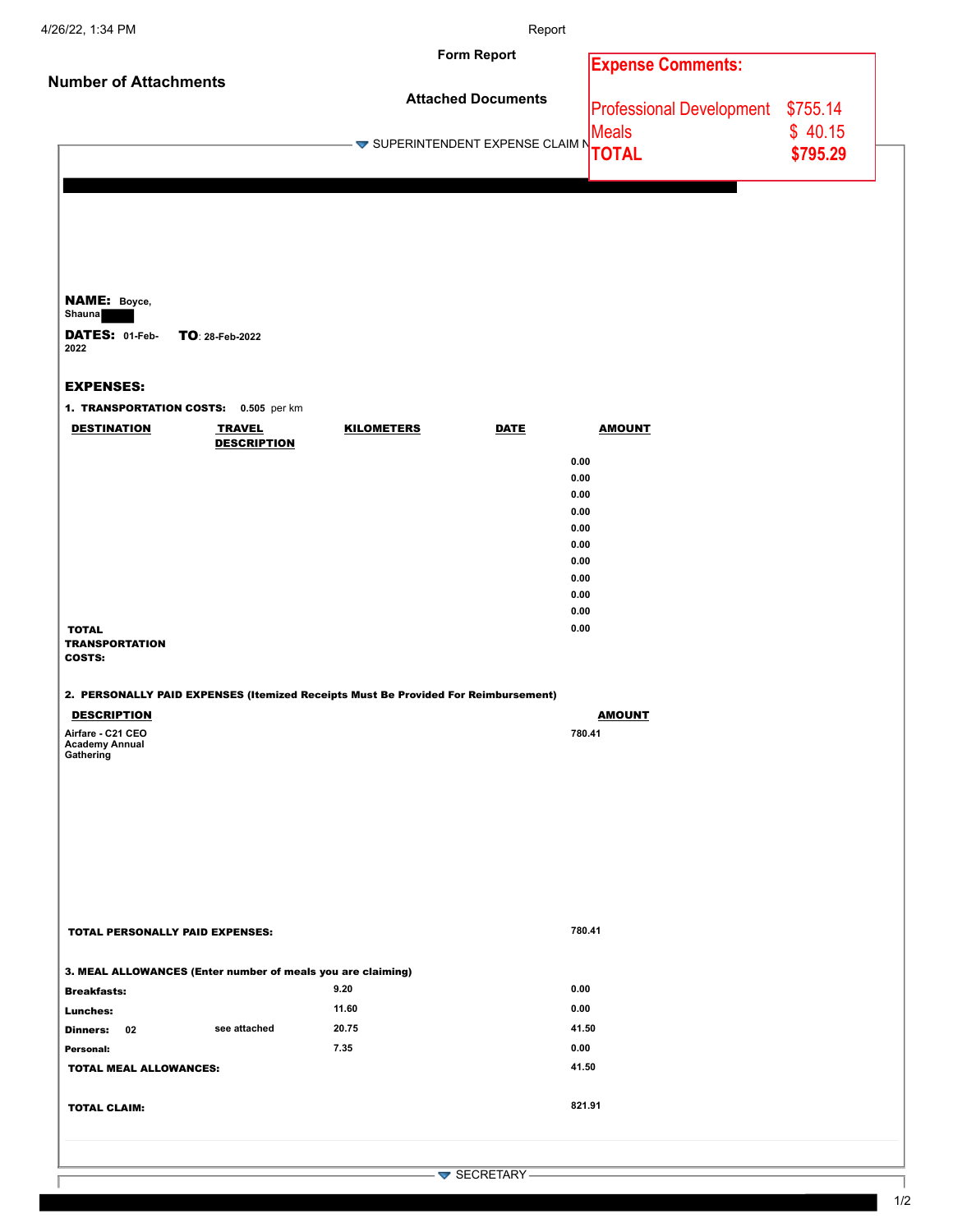Form Report

**Number of Attachments**

**Attached Documents**

**Expense Comments:**

| | |
|---|---|
| Professional Development | $755.14 |
| Meals | $ 40.15 |
| **TOTAL** | **$795.29** |

SUPERINTENDENT EXPENSE CLAIM N

**NAME:** Boyce, Shauna

**DATES:** 01-Feb-2022 **TO**: 28-Feb-2022

**EXPENSES:**

**1. TRANSPORTATION COSTS:** 0.505 per km

| DESTINATION | TRAVEL DESCRIPTION | KILOMETERS | DATE | AMOUNT |
|---|---|---|---|---|
| | | | | 0.00 |
| | | | | 0.00 |
| | | | | 0.00 |
| | | | | 0.00 |
| | | | | 0.00 |
| | | | | 0.00 |
| | | | | 0.00 |
| | | | | 0.00 |
| | | | | 0.00 |
| | | | | 0.00 |
| **TOTAL TRANSPORTATION COSTS:** | | | | 0.00 |

**2. PERSONALLY PAID EXPENSES (Itemized Receipts Must Be Provided For Reimbursement)**

| DESCRIPTION | AMOUNT |
|---|---|
| Airfare - C21 CEO Academy Annual Gathering | 780.41 |
| **TOTAL PERSONALLY PAID EXPENSES:** | 780.41 |

**3. MEAL ALLOWANCES (Enter number of meals you are claiming)**

| | | | | |
|---|---|---|---|---|
| **Breakfasts:** | | | 9.20 | 0.00 |
| **Lunches:** | | | 11.60 | 0.00 |
| **Dinners:** | 02 | see attached | 20.75 | 41.50 |
| **Personal:** | | | 7.35 | 0.00 |
| **TOTAL MEAL ALLOWANCES:** | | | | 41.50 |

**TOTAL CLAIM:** 821.91

SECRETARY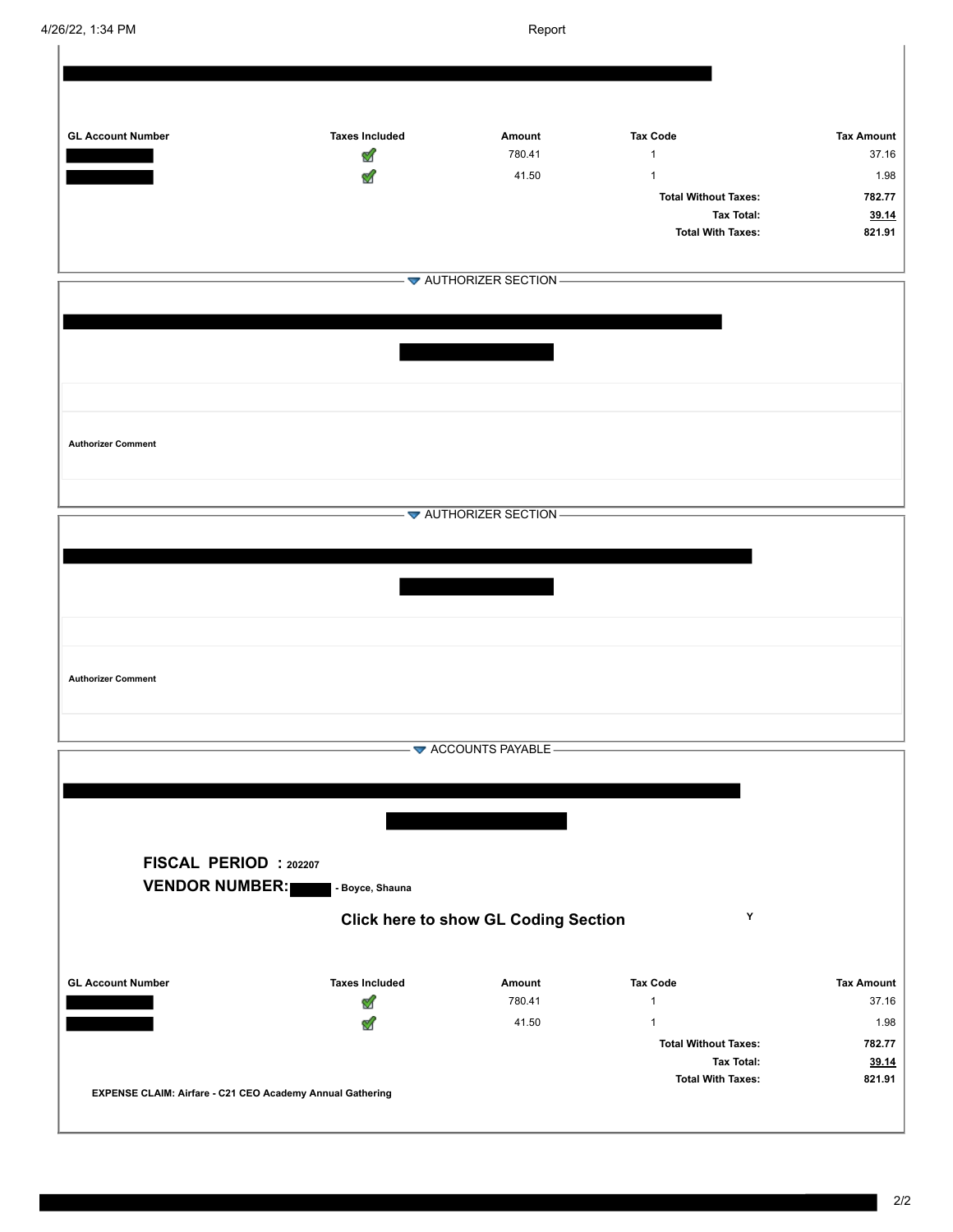| GL Account Number | Taxes Included | Amount | Tax Code | Tax Amount |
|---|---|---|---|---|
| | ✓ | 780.41 | 1 | 37.16 |
| | ✓ | 41.50 | 1 | 1.98 |
| | | | **Total Without Taxes:** | **782.77** |
| | | | **Tax Total:** | **39.14** |
| | | | **Total With Taxes:** | **821.91** |

## AUTHORIZER SECTION

**Authorizer Comment**

## AUTHORIZER SECTION

**Authorizer Comment**

## ACCOUNTS PAYABLE

**FISCAL PERIOD : 202207**

**VENDOR NUMBER: - Boyce, Shauna**

**Click here to show GL Coding Section** Y

| GL Account Number | Taxes Included | Amount | Tax Code | Tax Amount |
|---|---|---|---|---|
| | ✓ | 780.41 | 1 | 37.16 |
| | ✓ | 41.50 | 1 | 1.98 |
| | | | **Total Without Taxes:** | **782.77** |
| | | | **Tax Total:** | **39.14** |
| | | | **Total With Taxes:** | **821.91** |

**EXPENSE CLAIM: Airfare - C21 CEO Academy Annual Gathering**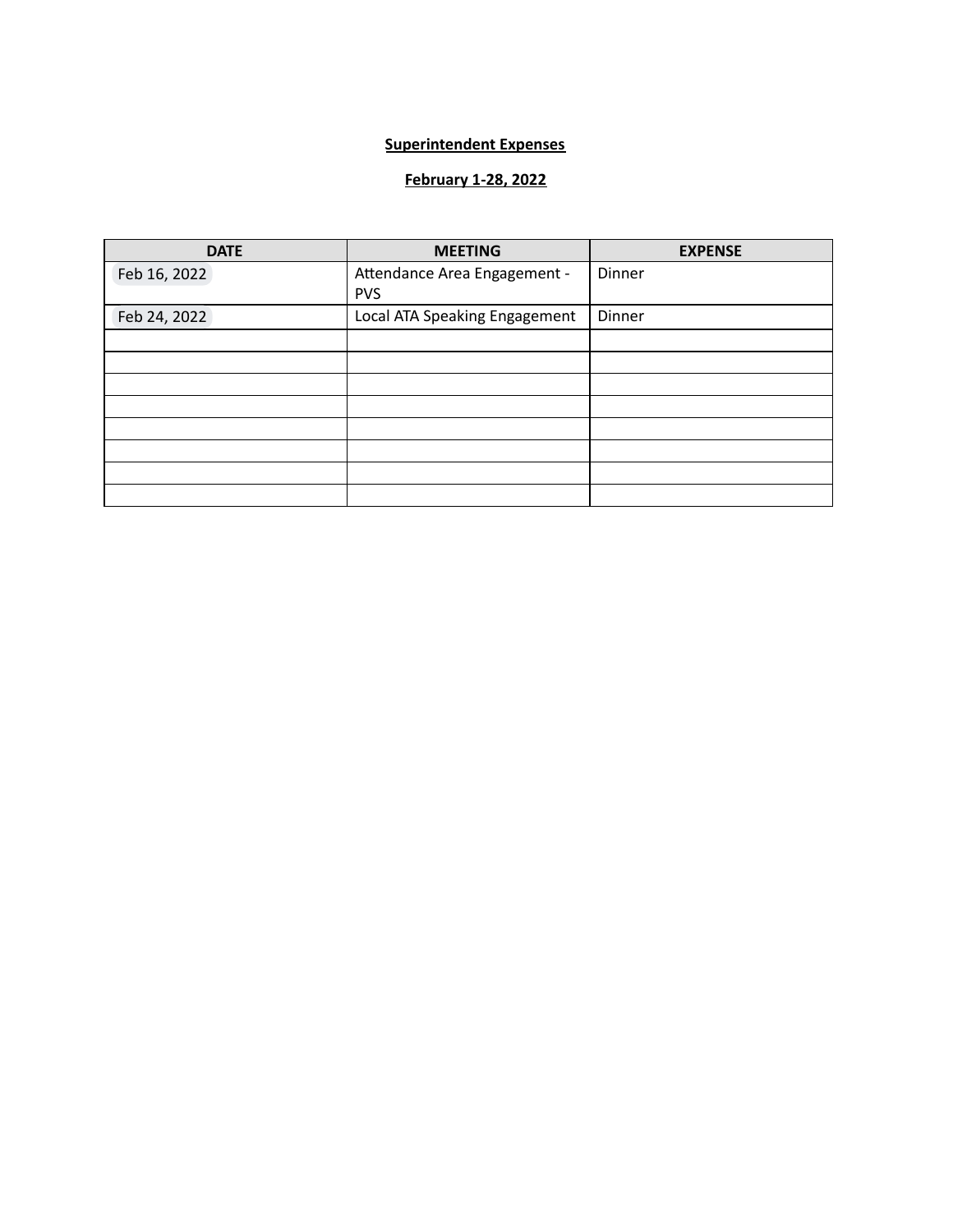**Superintendent Expenses**

**February 1-28, 2022**

| DATE | MEETING | EXPENSE |
| --- | --- | --- |
| Feb 16, 2022 | Attendance Area Engagement - PVS | Dinner |
| Feb 24, 2022 | Local ATA Speaking Engagement | Dinner |
| | | |
| | | |
| | | |
| | | |
| | | |
| | | |
| | | |
| | | |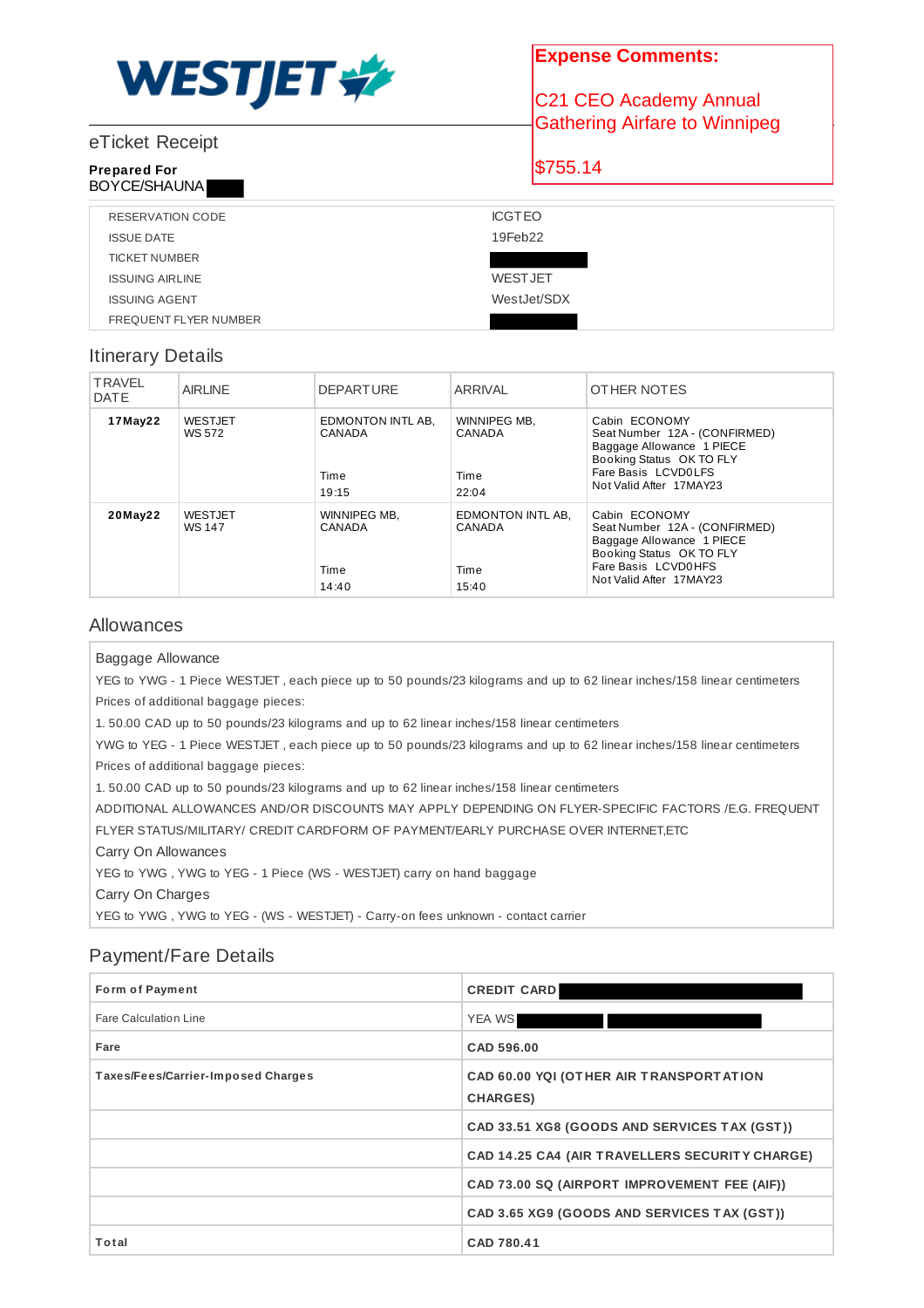WESTJET

**Expense Comments:**

C21 CEO Academy Annual Gathering Airfare to Winnipeg

$755.14

## eTicket Receipt

**Prepared For**
BOYCE/SHAUNA

| | |
|---|---|
| RESERVATION CODE | ICGTEO |
| ISSUE DATE | 19Feb22 |
| TICKET NUMBER | |
| ISSUING AIRLINE | WESTJET |
| ISSUING AGENT | WestJet/SDX |
| FREQUENT FLYER NUMBER | |

## Itinerary Details

| TRAVEL DATE | AIRLINE | DEPARTURE | ARRIVAL | OTHER NOTES |
|---|---|---|---|---|
| **17May22** | WESTJET WS 572 | EDMONTON INTL AB, CANADA<br>Time<br>19:15 | WINNIPEG MB, CANADA<br>Time<br>22:04 | Cabin ECONOMY<br>Seat Number 12A - (CONFIRMED)<br>Baggage Allowance 1 PIECE<br>Booking Status OK TO FLY<br>Fare Basis LCVD0LFS<br>Not Valid After 17MAY23 |
| **20May22** | WESTJET WS 147 | WINNIPEG MB, CANADA<br>Time<br>14:40 | EDMONTON INTL AB, CANADA<br>Time<br>15:40 | Cabin ECONOMY<br>Seat Number 12A - (CONFIRMED)<br>Baggage Allowance 1 PIECE<br>Booking Status OK TO FLY<br>Fare Basis LCVD0HFS<br>Not Valid After 17MAY23 |

## Allowances

Baggage Allowance

YEG to YWG - 1 Piece WESTJET , each piece up to 50 pounds/23 kilograms and up to 62 linear inches/158 linear centimeters

Prices of additional baggage pieces:

1. 50.00 CAD up to 50 pounds/23 kilograms and up to 62 linear inches/158 linear centimeters

YWG to YEG - 1 Piece WESTJET , each piece up to 50 pounds/23 kilograms and up to 62 linear inches/158 linear centimeters

Prices of additional baggage pieces:

1. 50.00 CAD up to 50 pounds/23 kilograms and up to 62 linear inches/158 linear centimeters

ADDITIONAL ALLOWANCES AND/OR DISCOUNTS MAY APPLY DEPENDING ON FLYER-SPECIFIC FACTORS /E.G. FREQUENT FLYER STATUS/MILITARY/ CREDIT CARDFORM OF PAYMENT/EARLY PURCHASE OVER INTERNET,ETC

Carry On Allowances

YEG to YWG , YWG to YEG - 1 Piece (WS - WESTJET) carry on hand baggage

Carry On Charges

YEG to YWG , YWG to YEG - (WS - WESTJET) - Carry-on fees unknown - contact carrier

## Payment/Fare Details

| | |
|---|---|
| **Form of Payment** | **CREDIT CARD** |
| Fare Calculation Line | YEA WS |
| **Fare** | **CAD 596.00** |
| **Taxes/Fees/Carrier-Imposed Charges** | **CAD 60.00 YQI (OTHER AIR TRANSPORTATION CHARGES)** |
| | **CAD 33.51 XG8 (GOODS AND SERVICES TAX (GST))** |
| | **CAD 14.25 CA4 (AIR TRAVELLERS SECURITY CHARGE)** |
| | **CAD 73.00 SQ (AIRPORT IMPROVEMENT FEE (AIF))** |
| | **CAD 3.65 XG9 (GOODS AND SERVICES TAX (GST))** |
| **Total** | **CAD 780.41** |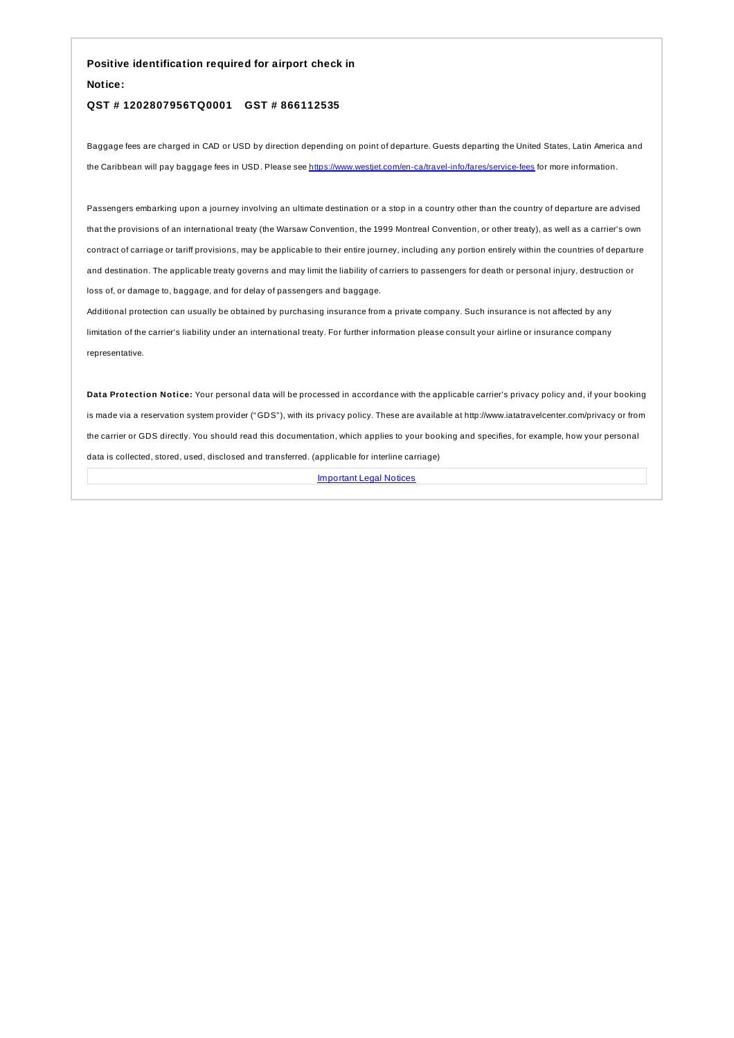**Positive identification required for airport check in**

**Notice:**

**QST # 1202807956TQ0001 GST # 866112535**

Baggage fees are charged in CAD or USD by direction depending on point of departure. Guests departing the United States, Latin America and the Caribbean will pay baggage fees in USD. Please see [https://www.westjet.com/en-ca/travel-info/fares/service-fees](https://www.westjet.com/en-ca/travel-info/fares/service-fees) for more information.

Passengers embarking upon a journey involving an ultimate destination or a stop in a country other than the country of departure are advised that the provisions of an international treaty (the Warsaw Convention, the 1999 Montreal Convention, or other treaty), as well as a carrier's own contract of carriage or tariff provisions, may be applicable to their entire journey, including any portion entirely within the countries of departure and destination. The applicable treaty governs and may limit the liability of carriers to passengers for death or personal injury, destruction or loss of, or damage to, baggage, and for delay of passengers and baggage.
Additional protection can usually be obtained by purchasing insurance from a private company. Such insurance is not affected by any limitation of the carrier's liability under an international treaty. For further information please consult your airline or insurance company representative.

**Data Protection Notice:** Your personal data will be processed in accordance with the applicable carrier's privacy policy and, if your booking is made via a reservation system provider ("GDS"), with its privacy policy. These are available at http://www.iatatravelcenter.com/privacy or from the carrier or GDS directly. You should read this documentation, which applies to your booking and specifies, for example, how your personal data is collected, stored, used, disclosed and transferred. (applicable for interline carriage)

Important Legal Notices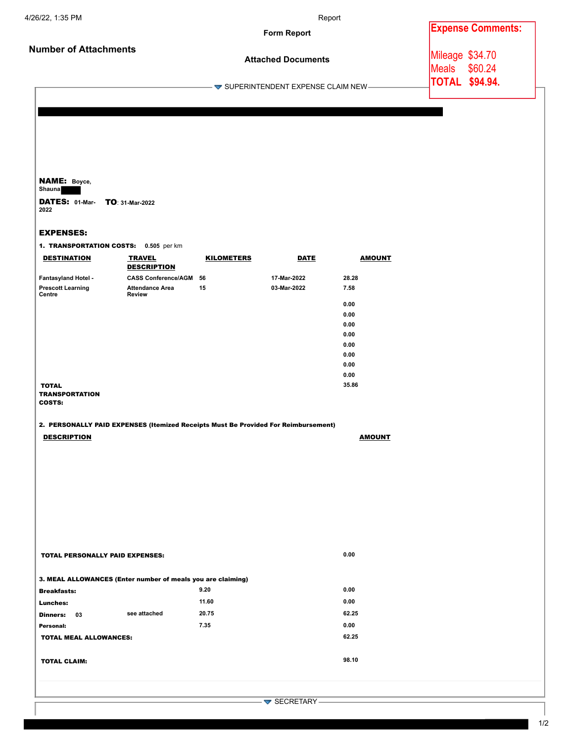Form Report

**Number of Attachments**

**Attached Documents**

**Expense Comments:**

Mileage $34.70
Meals $60.24
**TOTAL $94.94.**

SUPERINTENDENT EXPENSE CLAIM NEW

**NAME:** Boyce, Shauna

**DATES:** 01-Mar-2022 **TO**: 31-Mar-2022

## EXPENSES:

**1. TRANSPORTATION COSTS:** 0.505 per km

| DESTINATION | TRAVEL DESCRIPTION | KILOMETERS | DATE | AMOUNT |
|---|---|---|---|---|
| Fantasyland Hotel - | CASS Conference/AGM | 56 | 17-Mar-2022 | 28.28 |
| Prescott Learning Centre | Attendance Area Review | 15 | 03-Mar-2022 | 7.58 |
| | | | | 0.00 |
| | | | | 0.00 |
| | | | | 0.00 |
| | | | | 0.00 |
| | | | | 0.00 |
| | | | | 0.00 |
| | | | | 0.00 |
| | | | | 0.00 |
| **TOTAL TRANSPORTATION COSTS:** | | | | 35.86 |

**2. PERSONALLY PAID EXPENSES (Itemized Receipts Must Be Provided For Reimbursement)**

| DESCRIPTION | AMOUNT |
|---|---|
| **TOTAL PERSONALLY PAID EXPENSES:** | 0.00 |

**3. MEAL ALLOWANCES (Enter number of meals you are claiming)**

| | | | | |
|---|---|---|---|---|
| **Breakfasts:** | | | 9.20 | 0.00 |
| **Lunches:** | | | 11.60 | 0.00 |
| **Dinners:** | 03 | see attached | 20.75 | 62.25 |
| **Personal:** | | | 7.35 | 0.00 |
| **TOTAL MEAL ALLOWANCES:** | | | | 62.25 |

**TOTAL CLAIM:** 98.10

SECRETARY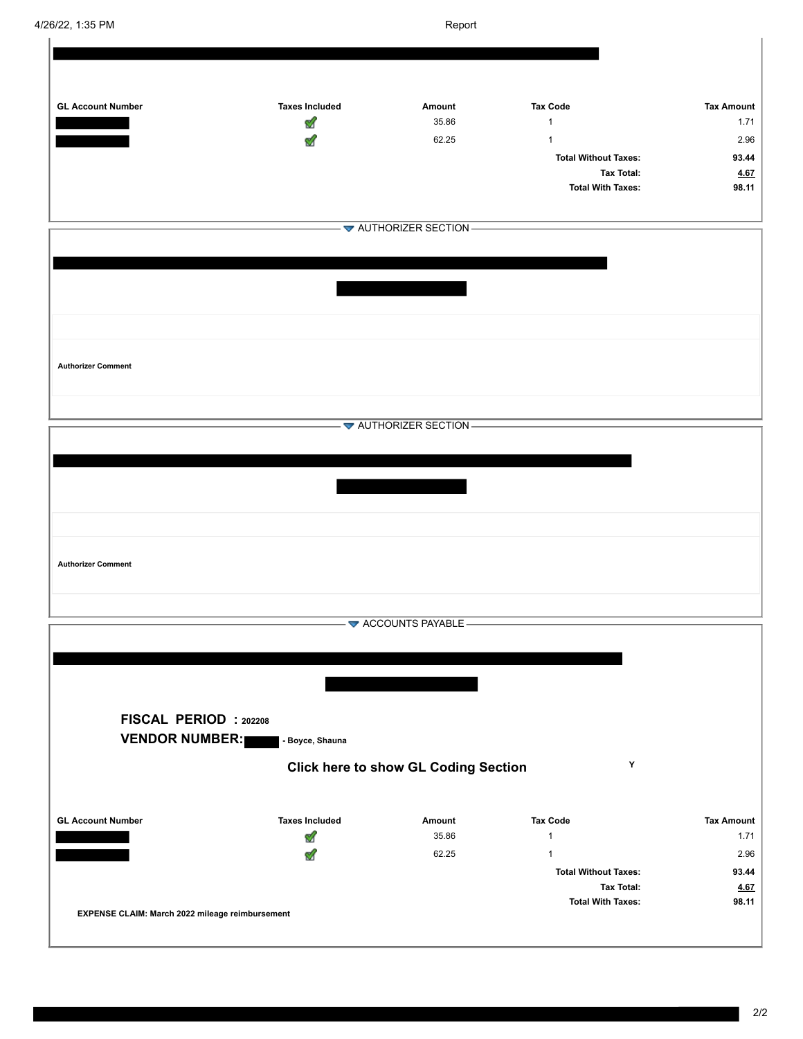| GL Account Number | Taxes Included | Amount | Tax Code | Tax Amount |
|---|---|---|---|---|
| [REDACTED] | ✓ | 35.86 | 1 | 1.71 |
| [REDACTED] | ✓ | 62.25 | 1 | 2.96 |
| | | | **Total Without Taxes:** | **93.44** |
| | | | **Tax Total:** | **4.67** |
| | | | **Total With Taxes:** | **98.11** |

## AUTHORIZER SECTION

**Authorizer Comment**

## AUTHORIZER SECTION

**Authorizer Comment**

## ACCOUNTS PAYABLE

**FISCAL PERIOD : 202208**

**VENDOR NUMBER: [REDACTED] - Boyce, Shauna**

**Click here to show GL Coding Section** Y

| GL Account Number | Taxes Included | Amount | Tax Code | Tax Amount |
|---|---|---|---|---|
| [REDACTED] | ✓ | 35.86 | 1 | 1.71 |
| [REDACTED] | ✓ | 62.25 | 1 | 2.96 |
| | | | **Total Without Taxes:** | **93.44** |
| | | | **Tax Total:** | **4.67** |
| | | | **Total With Taxes:** | **98.11** |

**EXPENSE CLAIM: March 2022 mileage reimbursement**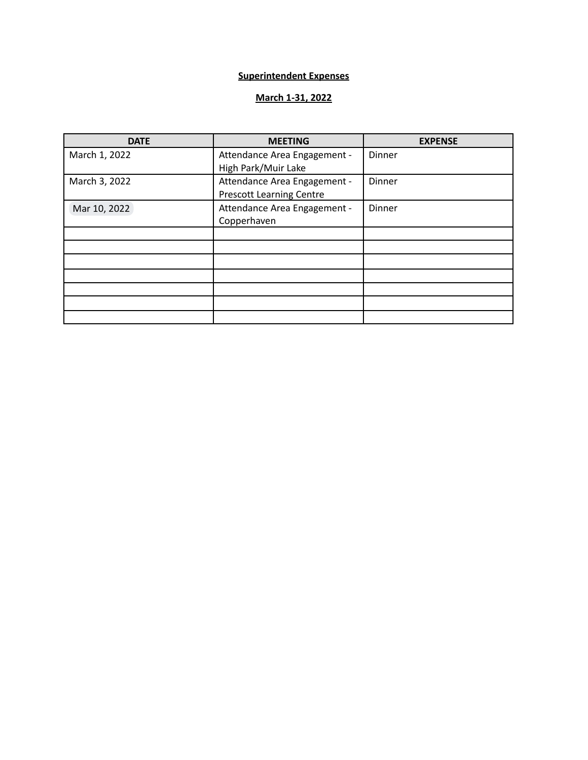**Superintendent Expenses**

**March 1-31, 2022**

| DATE | MEETING | EXPENSE |
|---|---|---|
| March 1, 2022 | Attendance Area Engagement - High Park/Muir Lake | Dinner |
| March 3, 2022 | Attendance Area Engagement - Prescott Learning Centre | Dinner |
| Mar 10, 2022 | Attendance Area Engagement - Copperhaven | Dinner |
| | | |
| | | |
| | | |
| | | |
| | | |
| | | |
| | | |